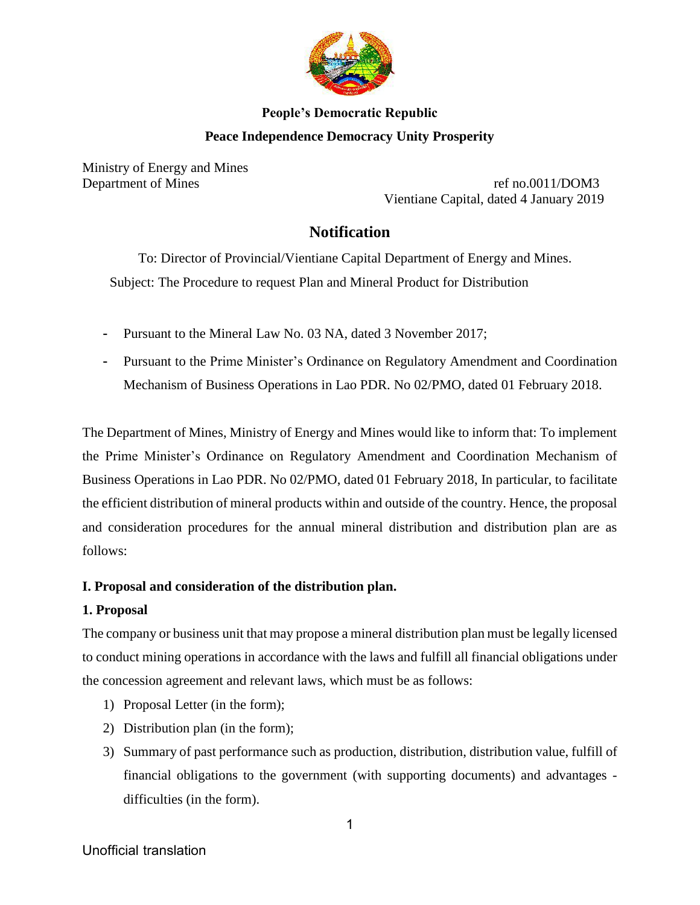**People's Democratic Republic**

**Peace Independence Democracy Unity Prosperity**

Ministry of Energy and Mines
Department of Mines

ref no.0011/DOM3
Vientiane Capital, dated 4 January 2019

# Notification

To: Director of Provincial/Vientiane Capital Department of Energy and Mines.

Subject: The Procedure to request Plan and Mineral Product for Distribution

- Pursuant to the Mineral Law No. 03 NA, dated 3 November 2017;
- Pursuant to the Prime Minister's Ordinance on Regulatory Amendment and Coordination Mechanism of Business Operations in Lao PDR. No 02/PMO, dated 01 February 2018.

The Department of Mines, Ministry of Energy and Mines would like to inform that: To implement the Prime Minister's Ordinance on Regulatory Amendment and Coordination Mechanism of Business Operations in Lao PDR. No 02/PMO, dated 01 February 2018, In particular, to facilitate the efficient distribution of mineral products within and outside of the country. Hence, the proposal and consideration procedures for the annual mineral distribution and distribution plan are as follows:

## I. Proposal and consideration of the distribution plan.

### 1. Proposal

The company or business unit that may propose a mineral distribution plan must be legally licensed to conduct mining operations in accordance with the laws and fulfill all financial obligations under the concession agreement and relevant laws, which must be as follows:

1) Proposal Letter (in the form);
2) Distribution plan (in the form);
3) Summary of past performance such as production, distribution, distribution value, fulfill of financial obligations to the government (with supporting documents) and advantages - difficulties (in the form).

Unofficial translation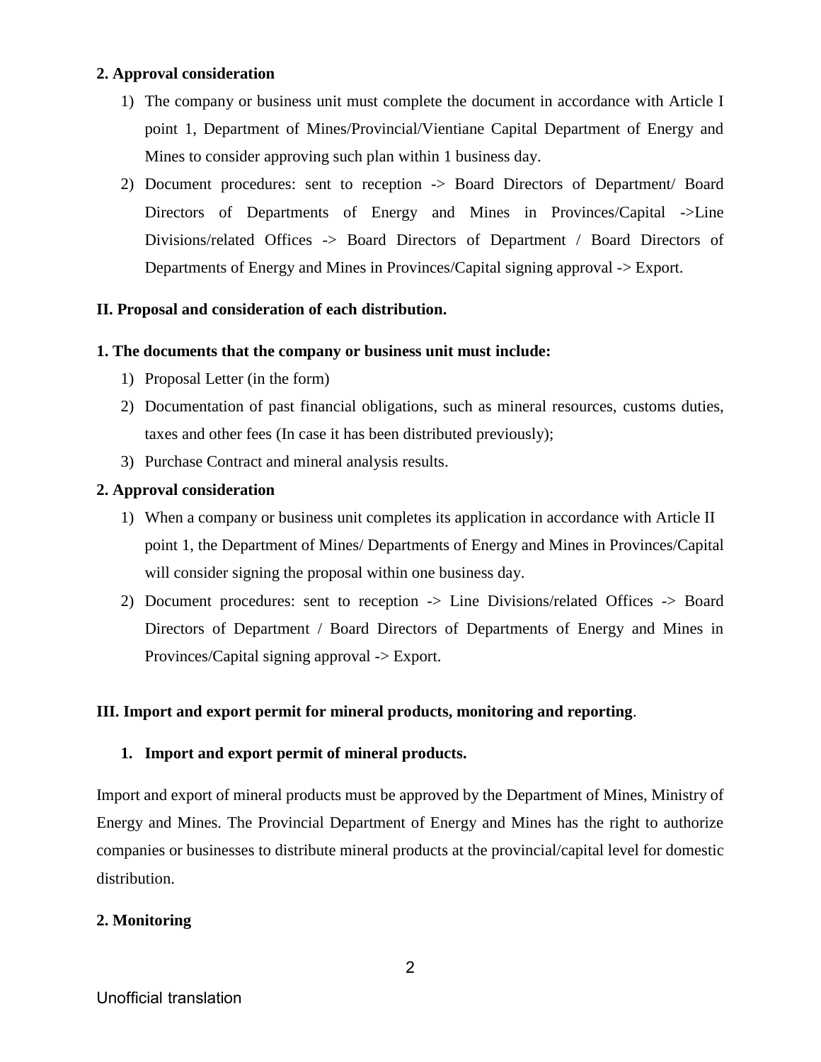**2. Approval consideration**

1) The company or business unit must complete the document in accordance with Article I point 1, Department of Mines/Provincial/Vientiane Capital Department of Energy and Mines to consider approving such plan within 1 business day.
2) Document procedures: sent to reception -> Board Directors of Department/ Board Directors of Departments of Energy and Mines in Provinces/Capital ->Line Divisions/related Offices -> Board Directors of Department / Board Directors of Departments of Energy and Mines in Provinces/Capital signing approval -> Export.

**II. Proposal and consideration of each distribution.**

**1. The documents that the company or business unit must include:**

1) Proposal Letter (in the form)
2) Documentation of past financial obligations, such as mineral resources, customs duties, taxes and other fees (In case it has been distributed previously);
3) Purchase Contract and mineral analysis results.

**2. Approval consideration**

1) When a company or business unit completes its application in accordance with Article II point 1, the Department of Mines/ Departments of Energy and Mines in Provinces/Capital will consider signing the proposal within one business day.
2) Document procedures: sent to reception -> Line Divisions/related Offices -> Board Directors of Department / Board Directors of Departments of Energy and Mines in Provinces/Capital signing approval -> Export.

**III. Import and export permit for mineral products, monitoring and reporting**.

1. **Import and export permit of mineral products.**

Import and export of mineral products must be approved by the Department of Mines, Ministry of Energy and Mines. The Provincial Department of Energy and Mines has the right to authorize companies or businesses to distribute mineral products at the provincial/capital level for domestic distribution.

**2. Monitoring**

Unofficial translation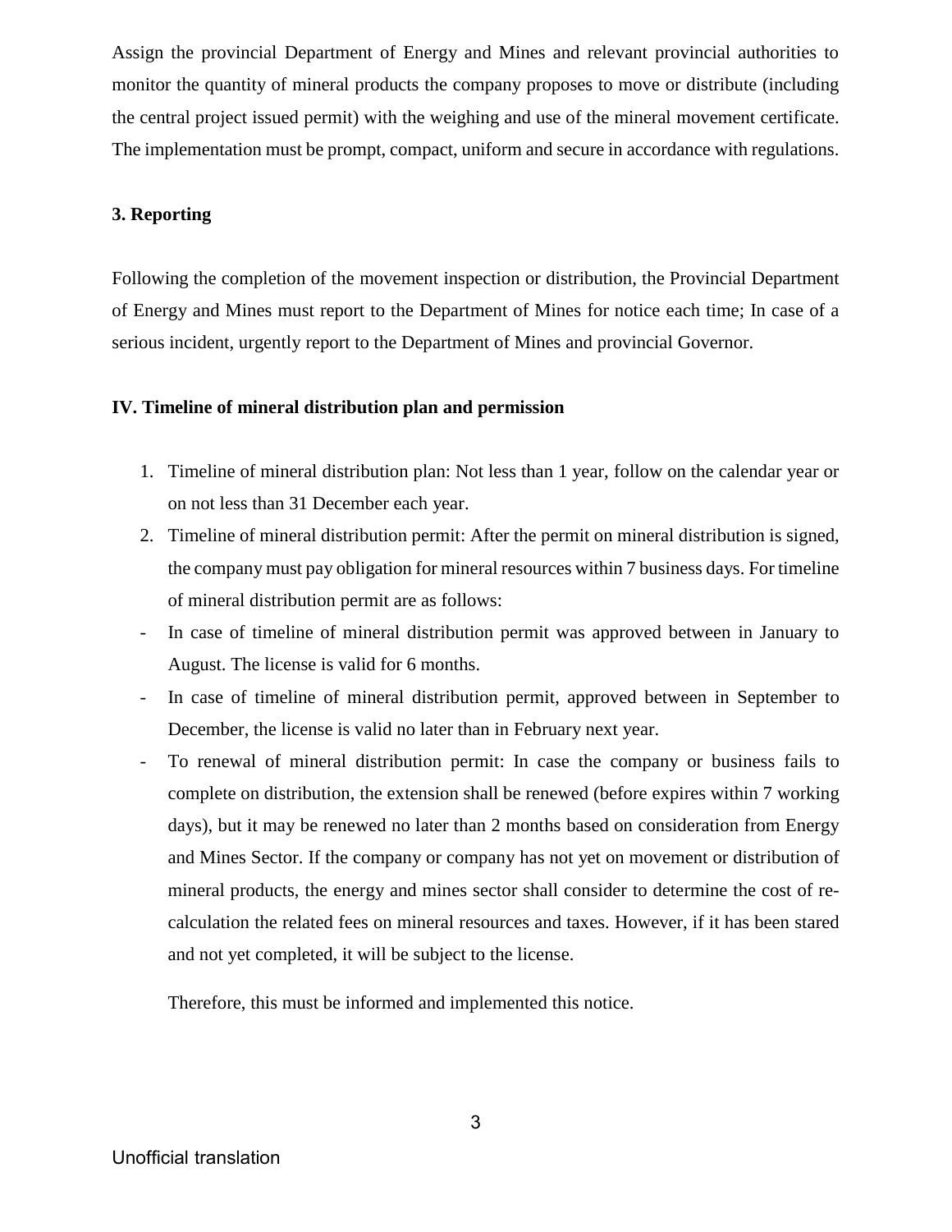Assign the provincial Department of Energy and Mines and relevant provincial authorities to monitor the quantity of mineral products the company proposes to move or distribute (including the central project issued permit) with the weighing and use of the mineral movement certificate. The implementation must be prompt, compact, uniform and secure in accordance with regulations.

**3. Reporting**

Following the completion of the movement inspection or distribution, the Provincial Department of Energy and Mines must report to the Department of Mines for notice each time; In case of a serious incident, urgently report to the Department of Mines and provincial Governor.

**IV. Timeline of mineral distribution plan and permission**

1. Timeline of mineral distribution plan: Not less than 1 year, follow on the calendar year or on not less than 31 December each year.
2. Timeline of mineral distribution permit: After the permit on mineral distribution is signed, the company must pay obligation for mineral resources within 7 business days. For timeline of mineral distribution permit are as follows:

- In case of timeline of mineral distribution permit was approved between in January to August. The license is valid for 6 months.
- In case of timeline of mineral distribution permit, approved between in September to December, the license is valid no later than in February next year.
- To renewal of mineral distribution permit: In case the company or business fails to complete on distribution, the extension shall be renewed (before expires within 7 working days), but it may be renewed no later than 2 months based on consideration from Energy and Mines Sector. If the company or company has not yet on movement or distribution of mineral products, the energy and mines sector shall consider to determine the cost of re-calculation the related fees on mineral resources and taxes. However, if it has been stared and not yet completed, it will be subject to the license.

Therefore, this must be informed and implemented this notice.

Unofficial translation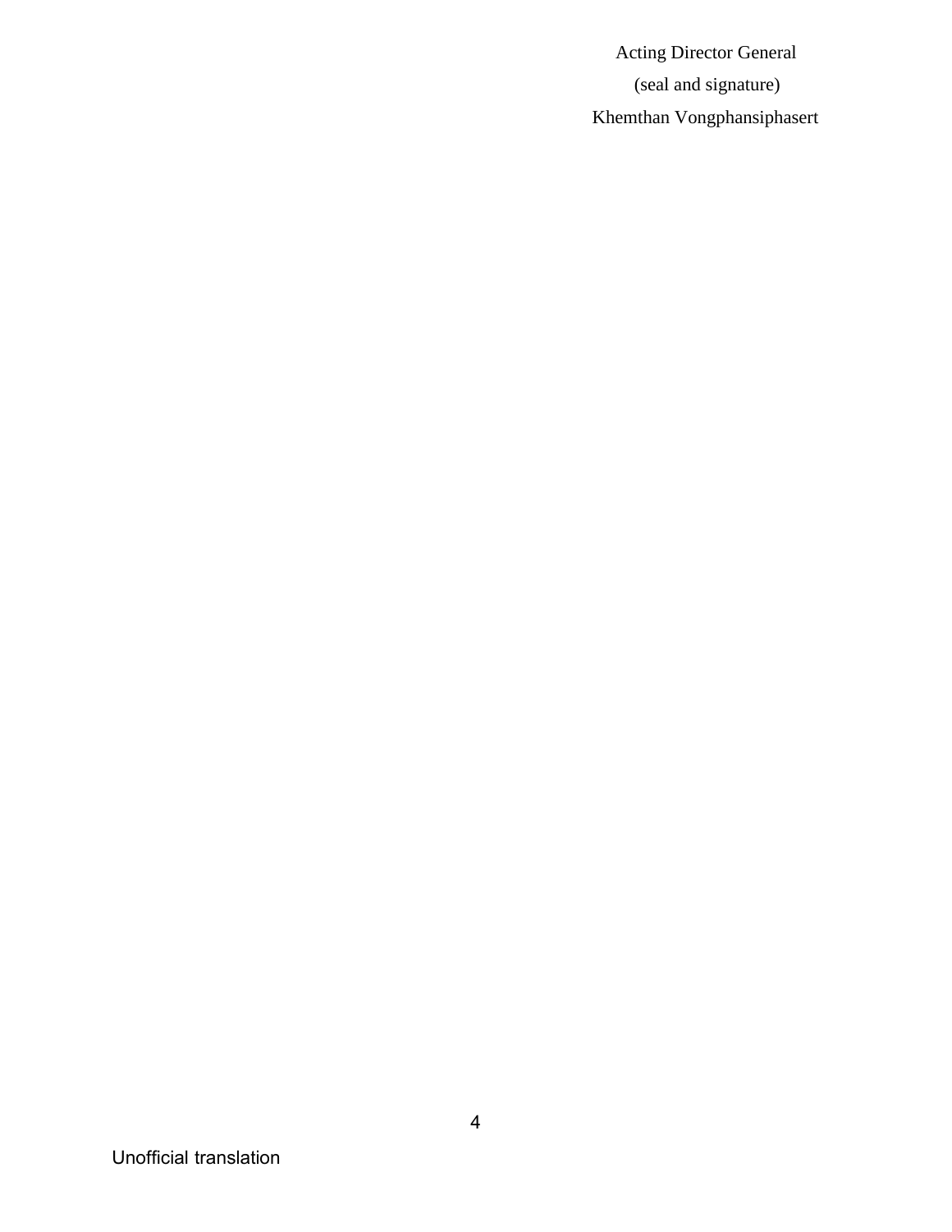Acting Director General

(seal and signature)

Khemthan Vongphansiphasert

Unofficial translation